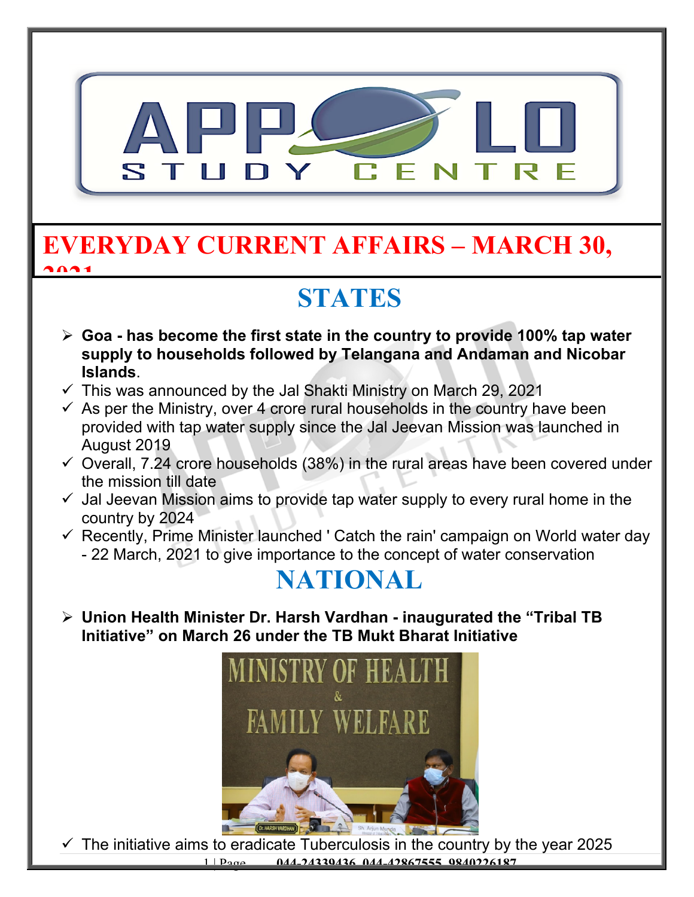# EVERYDAY CURRENT AFFAIRS – MARCH 30, 2021

## STATES

- **Goa - has become the first state in the country to provide 100% tap water supply to households followed by Telangana and Andaman and Nicobar Islands**.
  - This was announced by the Jal Shakti Ministry on March 29, 2021
  - As per the Ministry, over 4 crore rural households in the country have been provided with tap water supply since the Jal Jeevan Mission was launched in August 2019
  - Overall, 7.24 crore households (38%) in the rural areas have been covered under the mission till date
  - Jal Jeevan Mission aims to provide tap water supply to every rural home in the country by 2024
  - Recently, Prime Minister launched ' Catch the rain' campaign on World water day - 22 March, 2021 to give importance to the concept of water conservation

## NATIONAL

- **Union Health Minister Dr. Harsh Vardhan - inaugurated the "Tribal TB Initiative" on March 26 under the TB Mukt Bharat Initiative**
  - The initiative aims to eradicate Tuberculosis in the country by the year 2025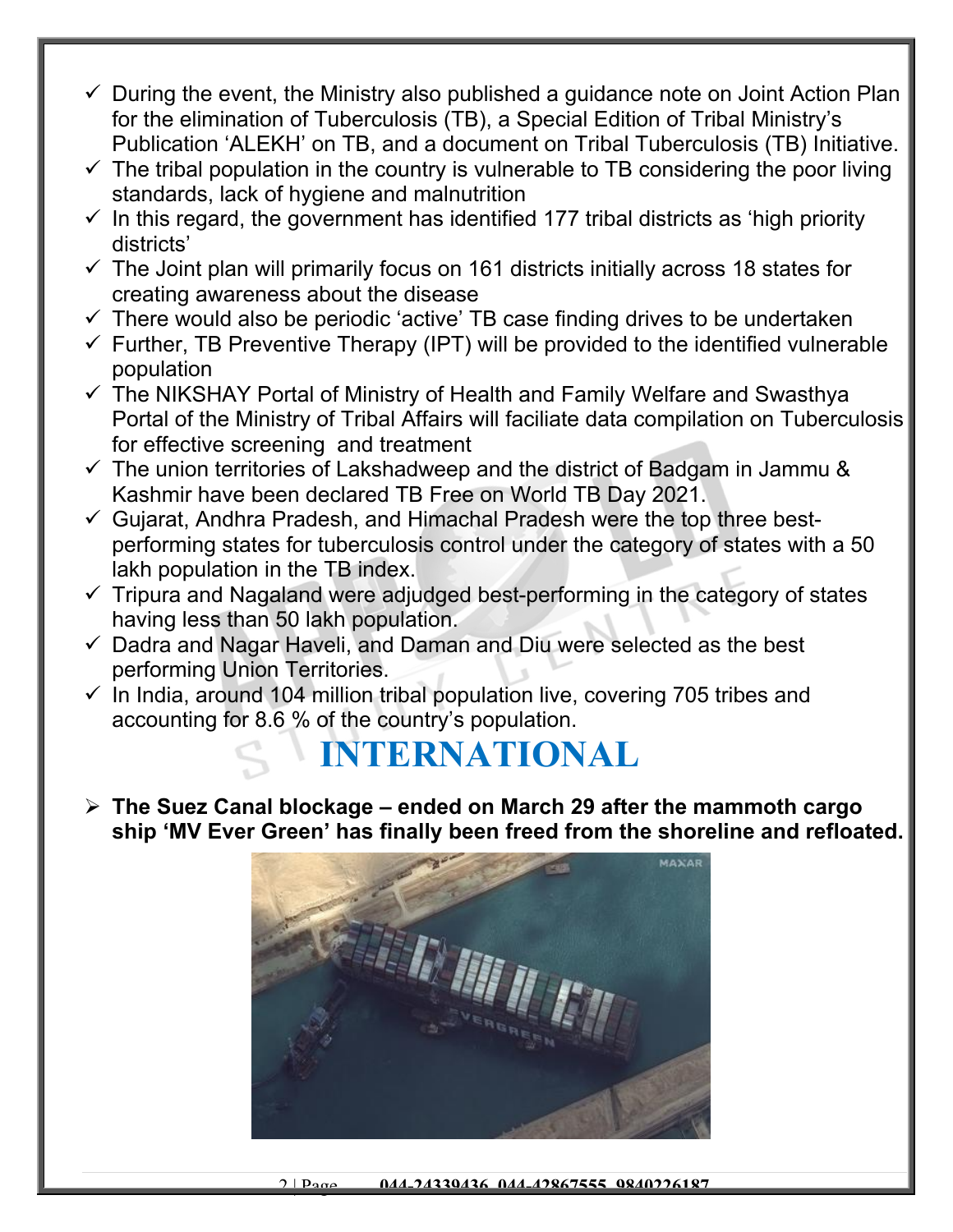- ✓ During the event, the Ministry also published a guidance note on Joint Action Plan for the elimination of Tuberculosis (TB), a Special Edition of Tribal Ministry's Publication 'ALEKH' on TB, and a document on Tribal Tuberculosis (TB) Initiative.
- ✓ The tribal population in the country is vulnerable to TB considering the poor living standards, lack of hygiene and malnutrition
- ✓ In this regard, the government has identified 177 tribal districts as 'high priority districts'
- ✓ The Joint plan will primarily focus on 161 districts initially across 18 states for creating awareness about the disease
- ✓ There would also be periodic 'active' TB case finding drives to be undertaken
- ✓ Further, TB Preventive Therapy (IPT) will be provided to the identified vulnerable population
- ✓ The NIKSHAY Portal of Ministry of Health and Family Welfare and Swasthya Portal of the Ministry of Tribal Affairs will faciliate data compilation on Tuberculosis for effective screening and treatment
- ✓ The union territories of Lakshadweep and the district of Badgam in Jammu & Kashmir have been declared TB Free on World TB Day 2021.
- ✓ Gujarat, Andhra Pradesh, and Himachal Pradesh were the top three best-performing states for tuberculosis control under the category of states with a 50 lakh population in the TB index.
- ✓ Tripura and Nagaland were adjudged best-performing in the category of states having less than 50 lakh population.
- ✓ Dadra and Nagar Haveli, and Daman and Diu were selected as the best performing Union Territories.
- ✓ In India, around 104 million tribal population live, covering 705 tribes and accounting for 8.6 % of the country's population.

# INTERNATIONAL

- **The Suez Canal blockage – ended on March 29 after the mammoth cargo ship 'MV Ever Green' has finally been freed from the shoreline and refloated.**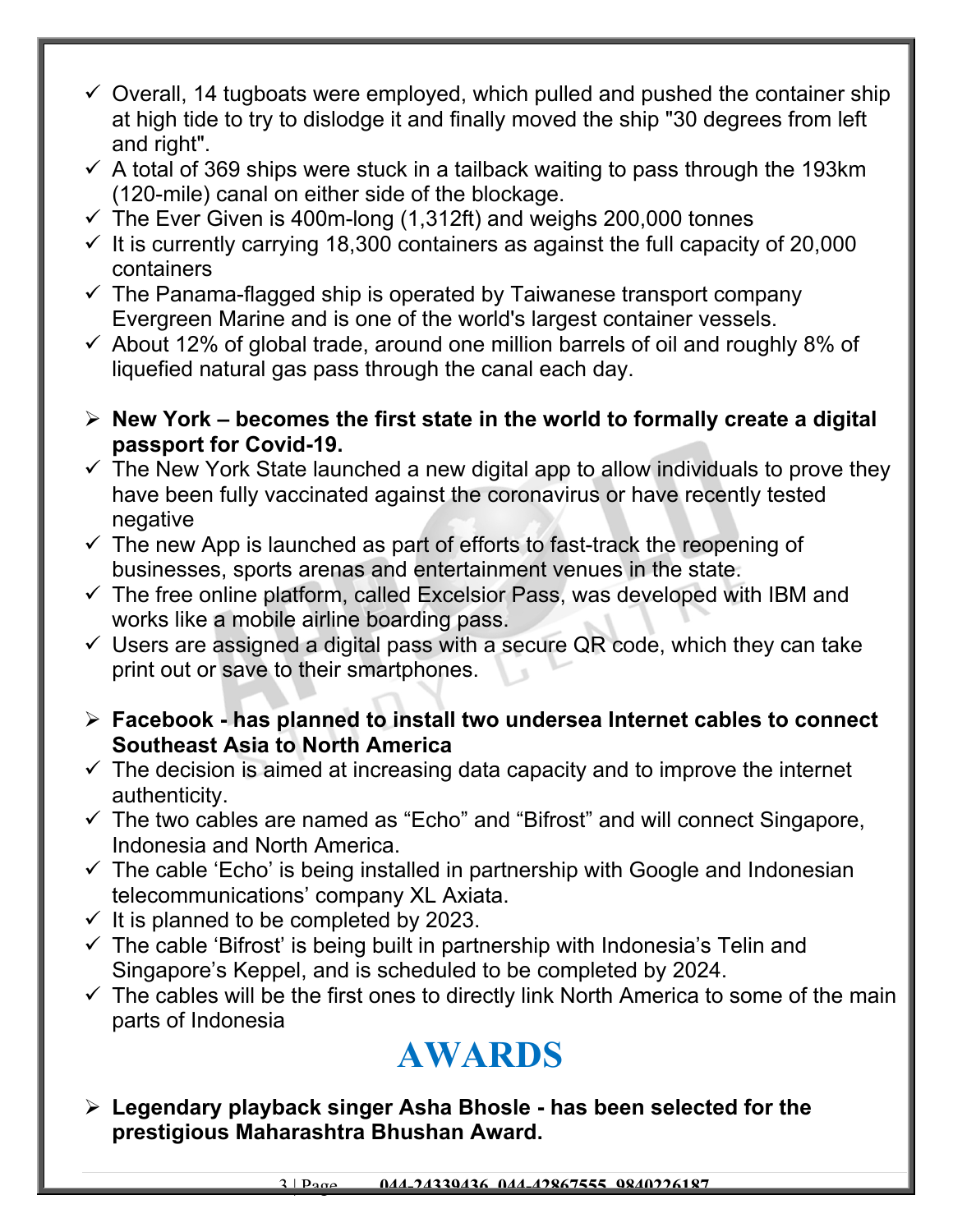- Overall, 14 tugboats were employed, which pulled and pushed the container ship at high tide to try to dislodge it and finally moved the ship "30 degrees from left and right".
- A total of 369 ships were stuck in a tailback waiting to pass through the 193km (120-mile) canal on either side of the blockage.
- The Ever Given is 400m-long (1,312ft) and weighs 200,000 tonnes
- It is currently carrying 18,300 containers as against the full capacity of 20,000 containers
- The Panama-flagged ship is operated by Taiwanese transport company Evergreen Marine and is one of the world's largest container vessels.
- About 12% of global trade, around one million barrels of oil and roughly 8% of liquefied natural gas pass through the canal each day.

- **New York – becomes the first state in the world to formally create a digital passport for Covid-19.**
- The New York State launched a new digital app to allow individuals to prove they have been fully vaccinated against the coronavirus or have recently tested negative
- The new App is launched as part of efforts to fast-track the reopening of businesses, sports arenas and entertainment venues in the state.
- The free online platform, called Excelsior Pass, was developed with IBM and works like a mobile airline boarding pass.
- Users are assigned a digital pass with a secure QR code, which they can take print out or save to their smartphones.

- **Facebook - has planned to install two undersea Internet cables to connect Southeast Asia to North America**
- The decision is aimed at increasing data capacity and to improve the internet authenticity.
- The two cables are named as "Echo" and "Bifrost" and will connect Singapore, Indonesia and North America.
- The cable 'Echo' is being installed in partnership with Google and Indonesian telecommunications' company XL Axiata.
- It is planned to be completed by 2023.
- The cable 'Bifrost' is being built in partnership with Indonesia's Telin and Singapore's Keppel, and is scheduled to be completed by 2024.
- The cables will be the first ones to directly link North America to some of the main parts of Indonesia

# AWARDS

- **Legendary playback singer Asha Bhosle - has been selected for the prestigious Maharashtra Bhushan Award.**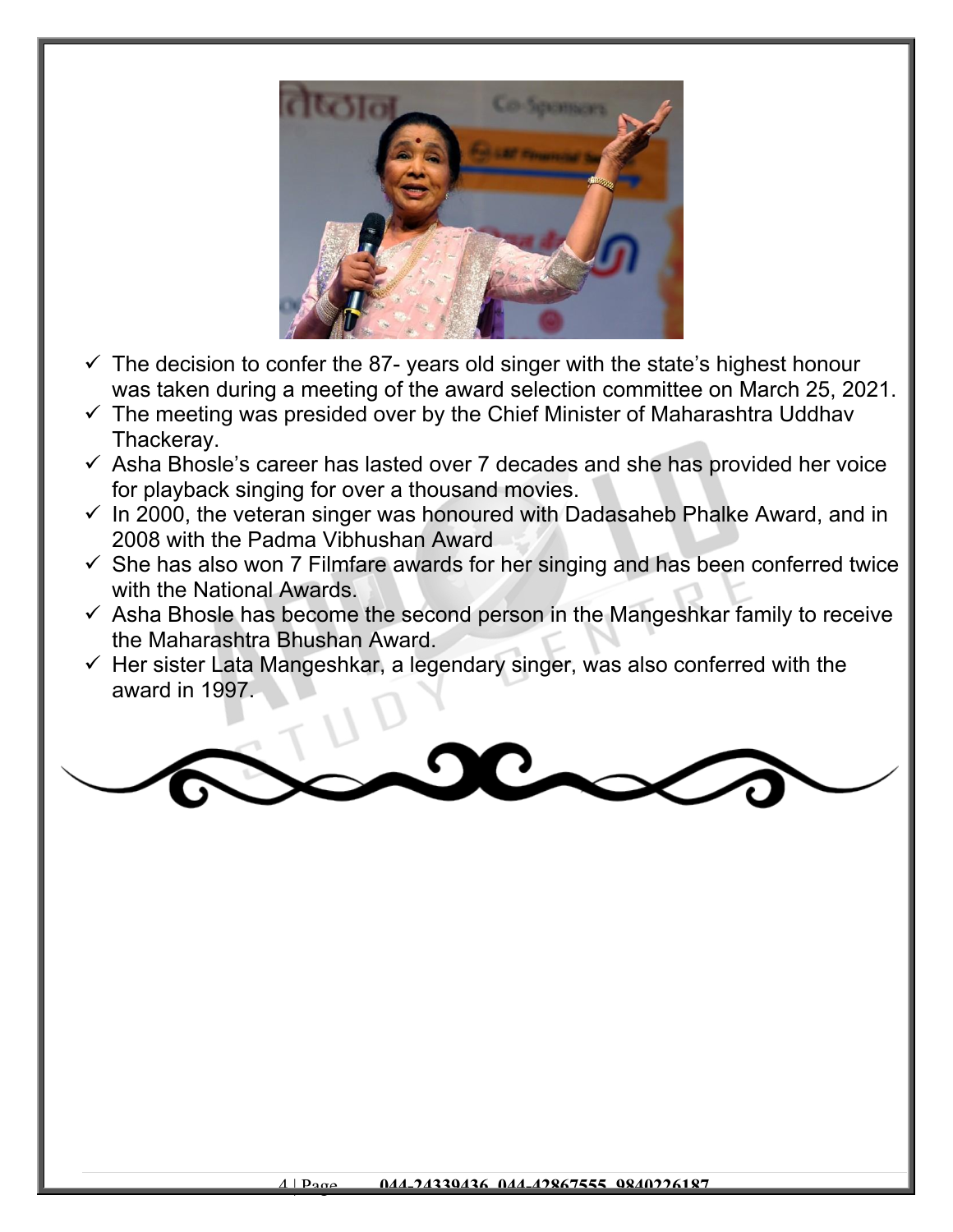- ✓ The decision to confer the 87- years old singer with the state's highest honour was taken during a meeting of the award selection committee on March 25, 2021.
- ✓ The meeting was presided over by the Chief Minister of Maharashtra Uddhav Thackeray.
- ✓ Asha Bhosle's career has lasted over 7 decades and she has provided her voice for playback singing for over a thousand movies.
- ✓ In 2000, the veteran singer was honoured with Dadasaheb Phalke Award, and in 2008 with the Padma Vibhushan Award
- ✓ She has also won 7 Filmfare awards for her singing and has been conferred twice with the National Awards.
- ✓ Asha Bhosle has become the second person in the Mangeshkar family to receive the Maharashtra Bhushan Award.
- ✓ Her sister Lata Mangeshkar, a legendary singer, was also conferred with the award in 1997.